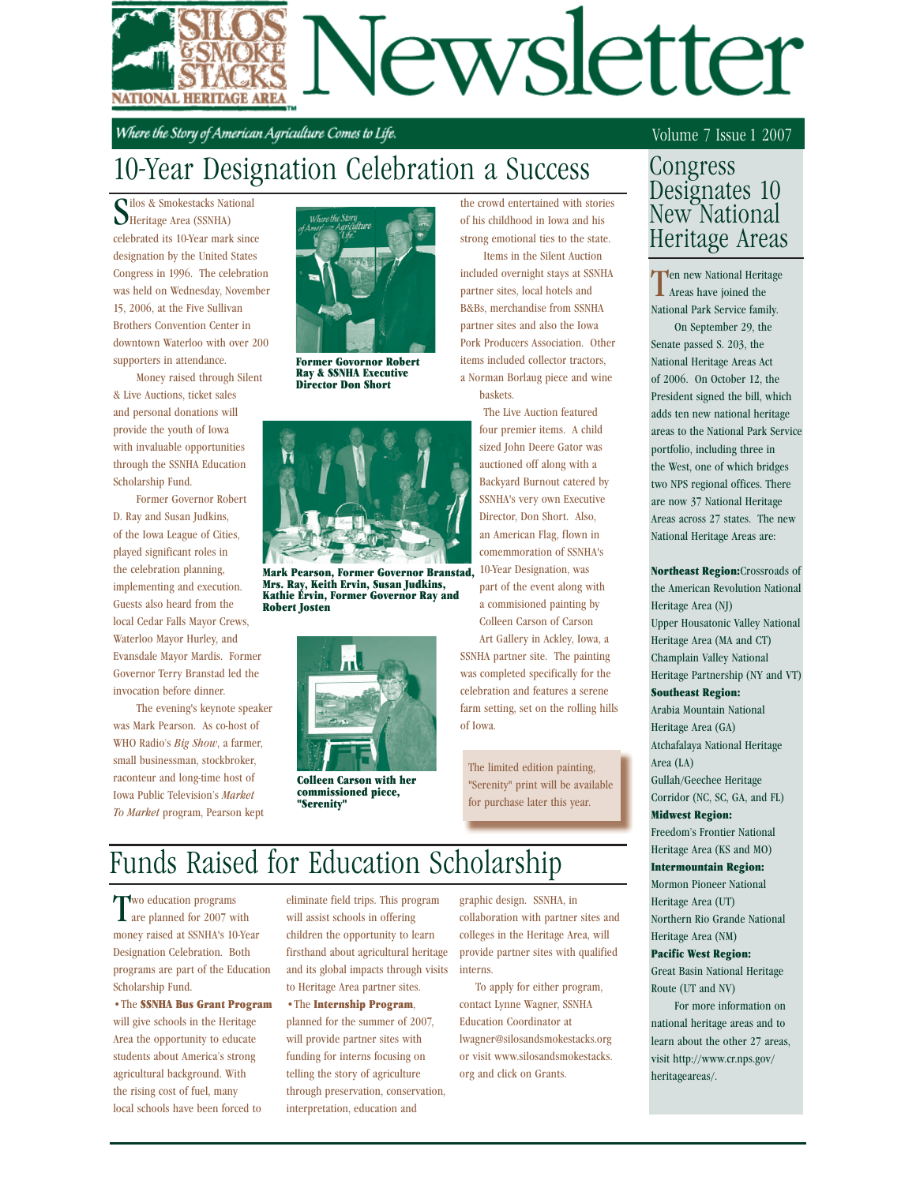# Silos & Smokestacks National Heritage Area Newsletter

*Where the Story of American Agriculture Comes to Life.*

Volume 7 Issue 1 2007

## 10-Year Designation Celebration a Success

Silos & Smokestacks National Heritage Area (SSNHA) celebrated its 10-Year mark since designation by the United States Congress in 1996. The celebration was held on Wednesday, November 15, 2006, at the Five Sullivan Brothers Convention Center in downtown Waterloo with over 200 supporters in attendance.

Money raised through Silent & Live Auctions, ticket sales and personal donations will provide the youth of Iowa with invaluable opportunities through the SSNHA Education Scholarship Fund.

Former Governor Robert D. Ray and Susan Judkins, of the Iowa League of Cities, played significant roles in the celebration planning, implementing and execution. Guests also heard from the local Cedar Falls Mayor Crews, Waterloo Mayor Hurley, and Evansdale Mayor Mardis. Former Governor Terry Branstad led the invocation before dinner.

The evening's keynote speaker was Mark Pearson. As co-host of WHO Radio's *Big Show*, a farmer, small businessman, stockbroker, raconteur and long-time host of Iowa Public Television's *Market To Market* program, Pearson kept the crowd entertained with stories of his childhood in Iowa and his strong emotional ties to the state.

**Former Govornor Robert Ray & SSNHA Executive Director Don Short**

**Mark Pearson, Former Governor Branstad, Mrs. Ray, Keith Ervin, Susan Judkins, Kathie Ervin, Former Governor Ray and Robert Josten**

**Colleen Carson with her commissioned piece, "Serenity"**

Items in the Silent Auction included overnight stays at SSNHA partner sites, local hotels and B&Bs, merchandise from SSNHA partner sites and also the Iowa Pork Producers Association. Other items included collector tractors, a Norman Borlaug piece and wine baskets.

The Live Auction featured four premier items. A child sized John Deere Gator was auctioned off along with a Backyard Burnout catered by SSNHA's very own Executive Director, Don Short. Also, an American Flag, flown in comemmoration of SSNHA's 10-Year Designation, was part of the event along with a commisioned painting by Colleen Carson of Carson Art Gallery in Ackley, Iowa, a SSNHA partner site. The painting was completed specifically for the celebration and features a serene farm setting, set on the rolling hills of Iowa.

> The limited edition painting, "Serenity" print will be available for purchase later this year.

## Funds Raised for Education Scholarship

Two education programs are planned for 2007 with money raised at SSNHA's 10-Year Designation Celebration. Both programs are part of the Education Scholarship Fund.

- The **SSNHA Bus Grant Program** will give schools in the Heritage Area the opportunity to educate students about America's strong agricultural background. With the rising cost of fuel, many local schools have been forced to eliminate field trips. This program will assist schools in offering children the opportunity to learn firsthand about agricultural heritage and its global impacts through visits to Heritage Area partner sites.
- The **Internship Program**, planned for the summer of 2007, will provide partner sites with funding for interns focusing on telling the story of agriculture through preservation, conservation, interpretation, education and graphic design. SSNHA, in collaboration with partner sites and colleges in the Heritage Area, will provide partner sites with qualified interns.

To apply for either program, contact Lynne Wagner, SSNHA Education Coordinator at lwagner@silosandsmokestacks.org or visit www.silosandsmokestacks.org and click on Grants.

## Congress Designates 10 New National Heritage Areas

Ten new National Heritage Areas have joined the National Park Service family.

On September 29, the Senate passed S. 203, the National Heritage Areas Act of 2006. On October 12, the President signed the bill, which adds ten new national heritage areas to the National Park Service portfolio, including three in the West, one of which bridges two NPS regional offices. There are now 37 National Heritage Areas across 27 states. The new National Heritage Areas are:

**Northeast Region:** Crossroads of the American Revolution National Heritage Area (NJ)
Upper Housatonic Valley National Heritage Area (MA and CT)
Champlain Valley National Heritage Partnership (NY and VT)

**Southeast Region:**
Arabia Mountain National Heritage Area (GA)
Atchafalaya National Heritage Area (LA)
Gullah/Geechee Heritage Corridor (NC, SC, GA, and FL)

**Midwest Region:**
Freedom's Frontier National Heritage Area (KS and MO)

**Intermountain Region:**
Mormon Pioneer National Heritage Area (UT)
Northern Rio Grande National Heritage Area (NM)

**Pacific West Region:**
Great Basin National Heritage Route (UT and NV)

For more information on national heritage areas and to learn about the other 27 areas, visit http://www.cr.nps.gov/heritageareas/.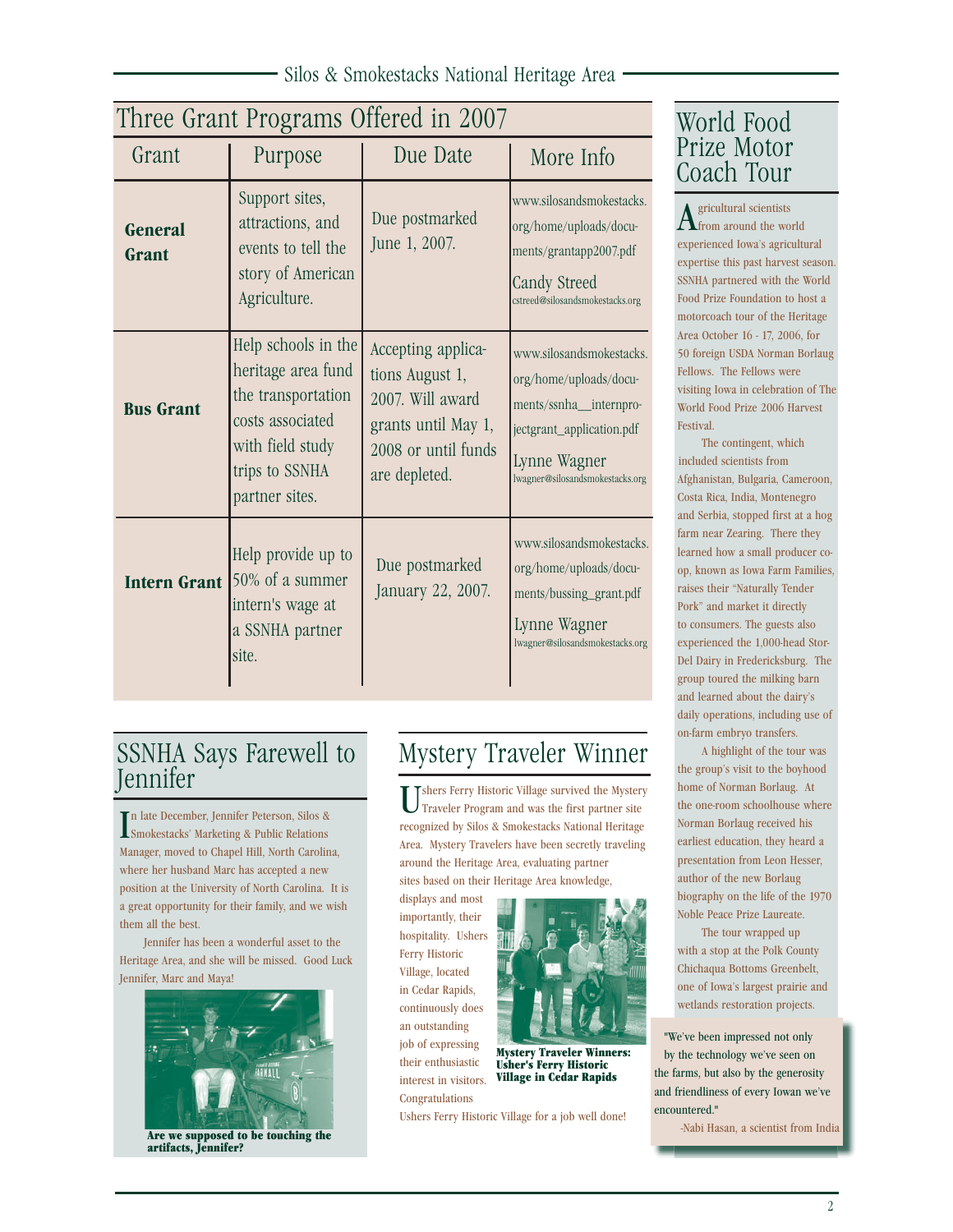## Three Grant Programs Offered in 2007

| Grant | Purpose | Due Date | More Info |
|---|---|---|---|
| **General Grant** | Support sites, attractions, and events to tell the story of American Agriculture. | Due postmarked June 1, 2007. | www.silosandsmokestacks.org/home/uploads/documents/grantapp2007.pdf Candy Streed cstreed@silosandsmokestacks.org |
| **Bus Grant** | Help schools in the heritage area fund the transportation costs associated with field study trips to SSNHA partner sites. | Accepting applications August 1, 2007. Will award grants until May 1, 2008 or until funds are depleted. | www.silosandsmokestacks.org/home/uploads/documents/ssnha__internprojectgrant_application.pdf Lynne Wagner lwagner@silosandsmokestacks.org |
| **Intern Grant** | Help provide up to 50% of a summer intern's wage at a SSNHA partner site. | Due postmarked January 22, 2007. | www.silosandsmokestacks.org/home/uploads/documents/bussing_grant.pdf Lynne Wagner lwagner@silosandsmokestacks.org |

## World Food Prize Motor Coach Tour

Agricultural scientists from around the world experienced Iowa's agricultural expertise this past harvest season. SSNHA partnered with the World Food Prize Foundation to host a motorcoach tour of the Heritage Area October 16 - 17, 2006, for 50 foreign USDA Norman Borlaug Fellows. The Fellows were visiting Iowa in celebration of The World Food Prize 2006 Harvest Festival.

The contingent, which included scientists from Afghanistan, Bulgaria, Cameroon, Costa Rica, India, Montenegro and Serbia, stopped first at a hog farm near Zearing. There they learned how a small producer co-op, known as Iowa Farm Families, raises their "Naturally Tender Pork" and market it directly to consumers. The guests also experienced the 1,000-head Stor-Del Dairy in Fredericksburg. The group toured the milking barn and learned about the dairy's daily operations, including use of on-farm embryo transfers.

A highlight of the tour was the group's visit to the boyhood home of Norman Borlaug. At the one-room schoolhouse where Norman Borlaug received his earliest education, they heard a presentation from Leon Hesser, author of the new Borlaug biography on the life of the 1970 Noble Peace Prize Laureate.

The tour wrapped up with a stop at the Polk County Chichaqua Bottoms Greenbelt, one of Iowa's largest prairie and wetlands restoration projects.

> "We've been impressed not only by the technology we've seen on the farms, but also by the generosity and friendliness of every Iowan we've encountered."
>
> -Nabi Hasan, a scientist from India

## SSNHA Says Farewell to Jennifer

In late December, Jennifer Peterson, Silos & Smokestacks' Marketing & Public Relations Manager, moved to Chapel Hill, North Carolina, where her husband Marc has accepted a new position at the University of North Carolina. It is a great opportunity for their family, and we wish them all the best.

Jennifer has been a wonderful asset to the Heritage Area, and she will be missed. Good Luck Jennifer, Marc and Maya!

**Are we supposed to be touching the artifacts, Jennifer?**

## Mystery Traveler Winner

Ushers Ferry Historic Village survived the Mystery Traveler Program and was the first partner site recognized by Silos & Smokestacks National Heritage Area. Mystery Travelers have been secretly traveling around the Heritage Area, evaluating partner sites based on their Heritage Area knowledge, displays and most importantly, their hospitality. Ushers Ferry Historic Village, located in Cedar Rapids, continuously does an outstanding job of expressing their enthusiastic interest in visitors. Congratulations Ushers Ferry Historic Village for a job well done!

**Mystery Traveler Winners: Usher's Ferry Historic Village in Cedar Rapids**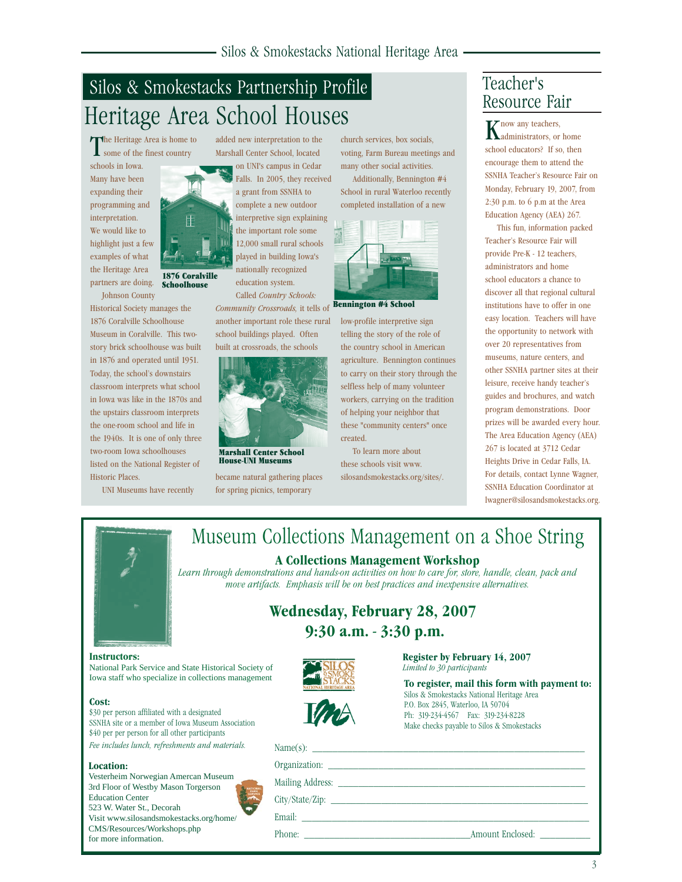# Silos & Smokestacks Partnership Profile

## Heritage Area School Houses

The Heritage Area is home to some of the finest country schools in Iowa. Many have been expanding their programming and interpretation. We would like to highlight just a few examples of what the Heritage Area partners are doing.

**1876 Coralville Schoolhouse**

Johnson County Historical Society manages the 1876 Coralville Schoolhouse Museum in Coralville. This two-story brick schoolhouse was built in 1876 and operated until 1951. Today, the school's downstairs classroom interprets what school in Iowa was like in the 1870s and the upstairs classroom interprets the one-room school and life in the 1940s. It is one of only three two-room Iowa schoolhouses listed on the National Register of Historic Places.

UNI Museums have recently added new interpretation to the Marshall Center School, located on UNI's campus in Cedar Falls. In 2005, they received a grant from SSNHA to complete a new outdoor interpretive sign explaining the important role some 12,000 small rural schools played in building Iowa's nationally recognized education system.

Called *Country Schools: Community Crossroads,* it tells of another important role these rural school buildings played. Often built at crossroads, the schools became natural gathering places for spring picnics, temporary church services, box socials, voting, Farm Bureau meetings and many other social activities.

**Marshall Center School House-UNI Museums**

Additionally, Bennington #4 School in rural Waterloo recently completed installation of a new low-profile interpretive sign telling the story of the role of the country school in American agriculture. Bennington continues to carry on their story through the selfless help of many volunteer workers, carrying on the tradition of helping your neighbor that these "community centers" once created.

**Bennington #4 School**

To learn more about these schools visit www.silosandsmokestacks.org/sites/.

## Teacher's Resource Fair

Know any teachers, administrators, or home school educators? If so, then encourage them to attend the SSNHA Teacher's Resource Fair on Monday, February 19, 2007, from 2:30 p.m. to 6 p.m at the Area Education Agency (AEA) 267.

This fun, information packed Teacher's Resource Fair will provide Pre-K - 12 teachers, administrators and home school educators a chance to discover all that regional cultural institutions have to offer in one easy location. Teachers will have the opportunity to network with over 20 representatives from museums, nature centers, and other SSNHA partner sites at their leisure, receive handy teacher's guides and brochures, and watch program demonstrations. Door prizes will be awarded every hour. The Area Education Agency (AEA) 267 is located at 3712 Cedar Heights Drive in Cedar Falls, IA. For details, contact Lynne Wagner, SSNHA Education Coordinator at lwagner@silosandsmokestacks.org.

## Museum Collections Management on a Shoe String

### A Collections Management Workshop

*Learn through demonstrations and hands-on activities on how to care for, store, handle, clean, pack and move artifacts. Emphasis will be on best practices and inexpensive alternatives.*

### Wednesday, February 28, 2007
### 9:30 a.m. - 3:30 p.m.

**Instructors:**
National Park Service and State Historical Society of Iowa staff who specialize in collections management

**Cost:**
$30 per person affiliated with a designated SSNHA site or a member of Iowa Museum Association
$40 per per person for all other participants
*Fee includes lunch, refreshments and materials.*

**Location:**
Vesterheim Norwegian Amercan Museum
3rd Floor of Westby Mason Torgerson Education Center
523 W. Water St., Decorah
Visit www.silosandsmokestacks.org/home/CMS/Resources/Workshops.php for more information.

**Register by February 14, 2007**
*Limited to 30 participants*

**To register, mail this form with payment to:**
Silos & Smokestacks National Heritage Area
P.O. Box 2845, Waterloo, IA 50704
Ph: 319-234-4567 Fax: 319-234-8228
Make checks payable to Silos & Smokestacks

Name(s): ______________________________

Organization: ______________________________

Mailing Address: ______________________________

City/State/Zip: ______________________________

Email: ______________________________

Phone: ____________________ Amount Enclosed: __________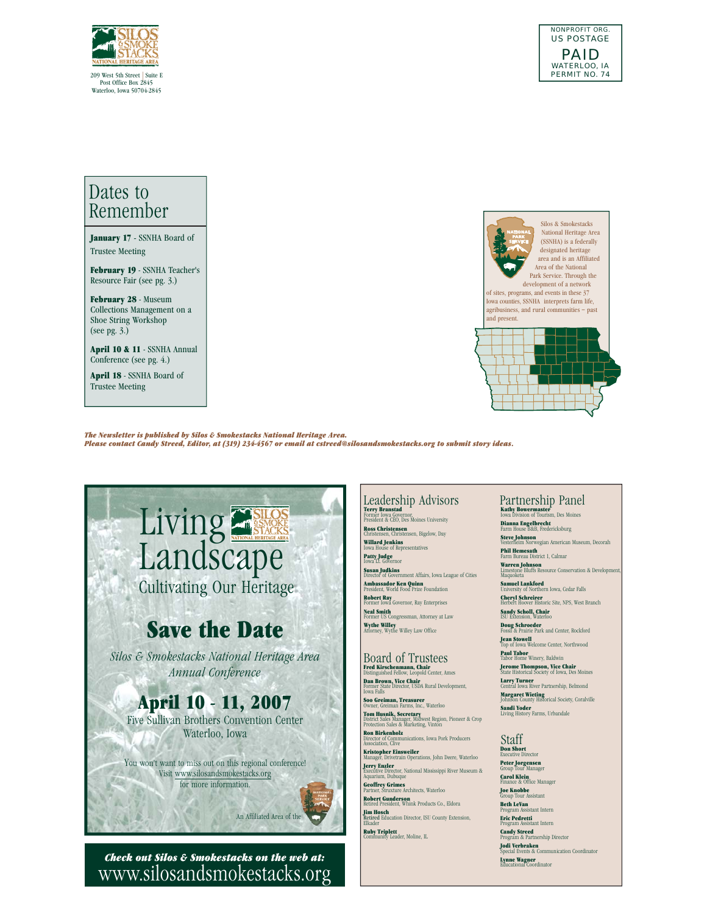SILOS & SMOKE STACKS NATIONAL HERITAGE AREA

209 West 5th Street | Suite E
Post Office Box 2845
Waterloo, Iowa 50704-2845

NONPROFIT ORG.
US POSTAGE
PAID
WATERLOO, IA
PERMIT NO. 74

## Dates to Remember

**January 17** - SSNHA Board of Trustee Meeting

**February 19** - SSNHA Teacher's Resource Fair (see pg. 3.)

**February 28** - Museum Collections Management on a Shoe String Workshop (see pg. 3.)

**April 10 & 11** - SSNHA Annual Conference (see pg. 4.)

**April 18** - SSNHA Board of Trustee Meeting

Silos & Smokestacks National Heritage Area (SSNHA) is a federally designated heritage area and is an Affiliated Area of the National Park Service. Through the development of a network of sites, programs, and events in these 37 Iowa counties, SSNHA interprets farm life, agribusiness, and rural communities – past and present.

***The Newsletter is published by Silos & Smokestacks National Heritage Area.***
***Please contact Candy Streed, Editor, at (319) 234-4567 or email at cstreed@silosandsmokestacks.org to submit story ideas.***

# Living Landscape

## Cultivating Our Heritage

# Save the Date

*Silos & Smokestacks National Heritage Area Annual Conference*

## April 10 - 11, 2007

Five Sullivan Brothers Convention Center
Waterloo, Iowa

You won't want to miss out on this regional conference!
Visit www.silosandsmokestacks.org for more information.

An Affiliated Area of the National Park Service

***Check out Silos & Smokestacks on the web at:***
www.silosandsmokestacks.org

## Leadership Advisors

**Terry Branstad**
Former Iowa Governor, President & CEO, Des Moines University

**Ross Christensen**
Christensen, Christensen, Bigelow, Day

**Willard Jenkins**
Iowa House of Representatives

**Patty Judge**
Iowa Lt. Governor

**Susan Judkins**
Director of Government Affairs, Iowa League of Cities

**Ambassador Ken Quinn**
President, World Food Prize Foundation

**Robert Ray**
Former Iowa Governor, Ray Enterprises

**Neal Smith**
Former US Congressman, Attorney at Law

**Wythe Willey**
Attorney, Wythe Willey Law Office

## Board of Trustees

**Fred Kirschenmann, Chair**
Distinguished Fellow, Leopold Center, Ames

**Dan Brown, Vice Chair**
Former State Director, USDA Rural Development, Iowa Falls

**Soo Greiman, Treasurer**
Owner, Greiman Farms, Inc., Waterloo

**Tom Husnik, Secretary**
District Sales Manager, Midwest Region, Pioneer & Crop Protection Sales & Marketing, Vinton

**Ron Birkenholz**
Director of Communications, Iowa Pork Producers Association, Clive

**Kristopher Einsweiler**
Manager, Drivetrain Operations, John Deere, Waterloo

**Jerry Enzler**
Executive Director, National Mississippi River Museum & Aquarium, Dubuque

**Geoffrey Grimes**
Partner, Struxture Architects, Waterloo

**Robert Gunderson**
Retired President, Whink Products Co., Eldora

**Jim Hosch**
Retired Education Director, ISU County Extension, Elkader

**Ruby Triplett**
Community Leader, Moline, IL

## Partnership Panel

**Kathy Bowermaster**
Iowa Division of Tourism, Des Moines

**Dianna Engelbrecht**
Farm House B&B, Fredericksburg

**Steve Johnson**
Vesterheim Norwegian American Museum, Decorah

**Phil Hemesath**
Farm Bureau District 1, Calmar

**Warren Johnson**
Limestone Bluffs Resource Conservation & Development, Maquoketa

**Samuel Lankford**
University of Northern Iowa, Cedar Falls

**Cheryl Schreirer**
Herbert Hoover Historic Site, NPS, West Branch

**Sandy Scholl, Chair**
ISU Extension, Waterloo

**Doug Schroeder**
Fossil & Prairie Park and Center, Rockford

**Jean Stowell**
Top of Iowa Welcome Center, Northwood

**Paul Tabor**
Tabor Home Winery, Baldwin

**Jerome Thompson, Vice Chair**
State Historical Society of Iowa, Des Moines

**Larry Turner**
Central Iowa River Partnership, Belmond

**Margaret Wieting**
Johnson County Historical Society, Coralville

**Sandi Yoder**
Living History Farms, Urbandale

## Staff

**Don Short**
Executive Director

**Peter Jorgensen**
Group Tour Manager

**Carol Klein**
Finance & Office Manager

**Joe Knobbe**
Group Tour Assistant

**Beth LeVan**
Program Assistant Intern

**Eric Pedretti**
Program Assistant Intern

**Candy Streed**
Program & Partnership Director

**Jodi Verbraken**
Special Events & Communication Coordinator

**Lynne Wagner**
Educational Coordinator